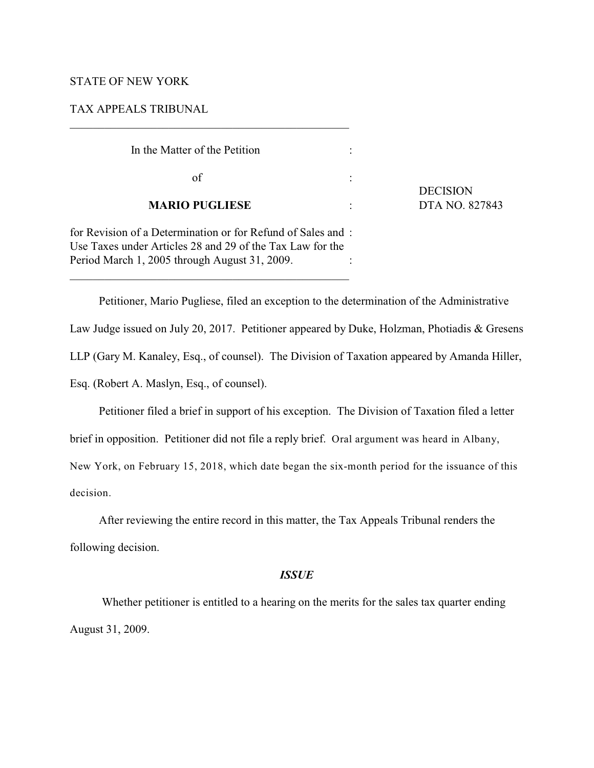STATE OF NEW YORK

TAX APPEALS TRIBUNAL

---

| In the Matter of the Petition | : | |
|---|---|---|
| of | : | DECISION |
| **MARIO PUGLIESE** | : | DTA NO. 827843 |
| for Revision of a Determination or for Refund of Sales and Use Taxes under Articles 28 and 29 of the Tax Law for the Period March 1, 2005 through August 31, 2009. | : | |

---

Petitioner, Mario Pugliese, filed an exception to the determination of the Administrative Law Judge issued on July 20, 2017. Petitioner appeared by Duke, Holzman, Photiadis & Gresens LLP (Gary M. Kanaley, Esq., of counsel). The Division of Taxation appeared by Amanda Hiller, Esq. (Robert A. Maslyn, Esq., of counsel).

Petitioner filed a brief in support of his exception. The Division of Taxation filed a letter brief in opposition. Petitioner did not file a reply brief. Oral argument was heard in Albany, New York, on February 15, 2018, which date began the six-month period for the issuance of this decision.

After reviewing the entire record in this matter, the Tax Appeals Tribunal renders the following decision.

### *ISSUE*

Whether petitioner is entitled to a hearing on the merits for the sales tax quarter ending August 31, 2009.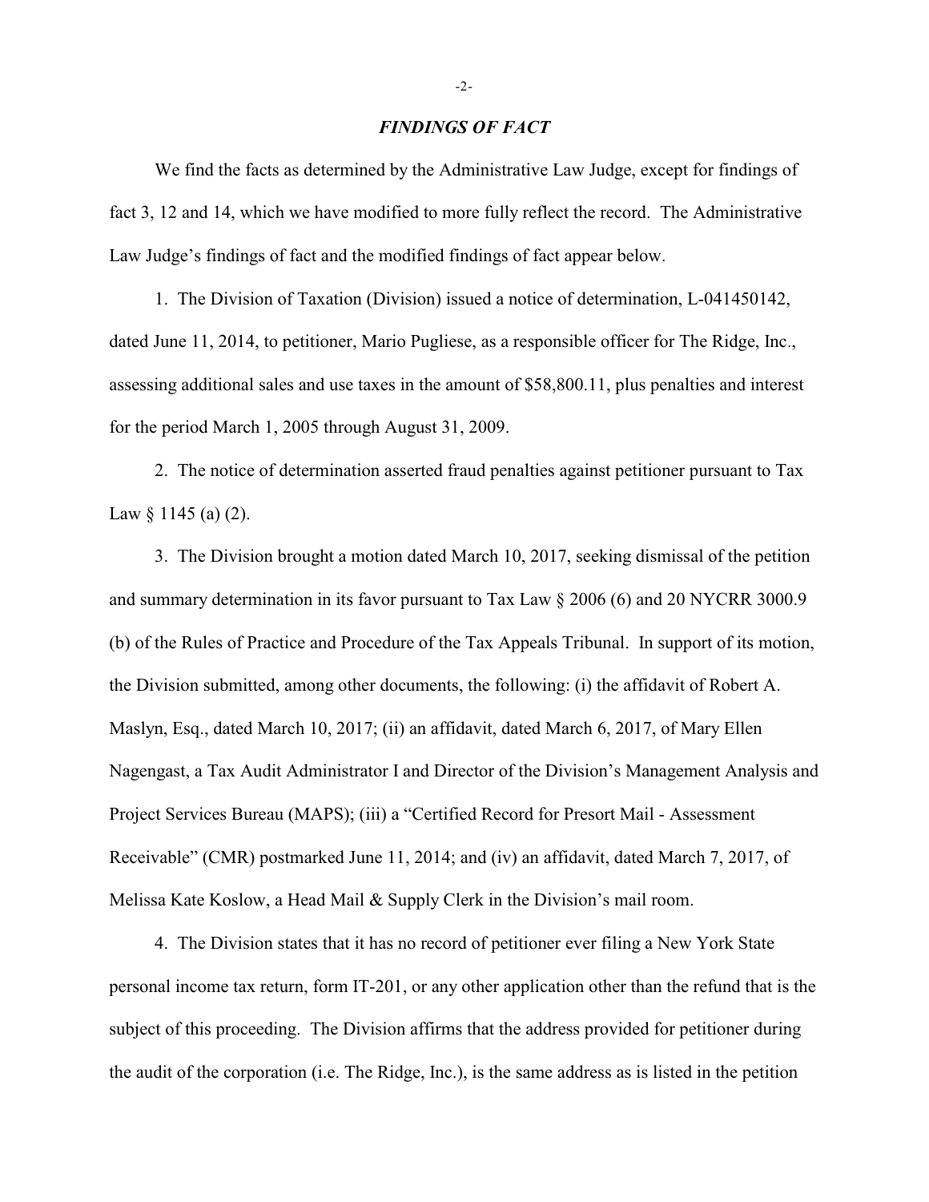## *FINDINGS OF FACT*

We find the facts as determined by the Administrative Law Judge, except for findings of fact 3, 12 and 14, which we have modified to more fully reflect the record. The Administrative Law Judge's findings of fact and the modified findings of fact appear below.

1. The Division of Taxation (Division) issued a notice of determination, L-041450142, dated June 11, 2014, to petitioner, Mario Pugliese, as a responsible officer for The Ridge, Inc., assessing additional sales and use taxes in the amount of $58,800.11, plus penalties and interest for the period March 1, 2005 through August 31, 2009.

2. The notice of determination asserted fraud penalties against petitioner pursuant to Tax Law § 1145 (a) (2).

3. The Division brought a motion dated March 10, 2017, seeking dismissal of the petition and summary determination in its favor pursuant to Tax Law § 2006 (6) and 20 NYCRR 3000.9 (b) of the Rules of Practice and Procedure of the Tax Appeals Tribunal. In support of its motion, the Division submitted, among other documents, the following: (i) the affidavit of Robert A. Maslyn, Esq., dated March 10, 2017; (ii) an affidavit, dated March 6, 2017, of Mary Ellen Nagengast, a Tax Audit Administrator I and Director of the Division's Management Analysis and Project Services Bureau (MAPS); (iii) a "Certified Record for Presort Mail - Assessment Receivable" (CMR) postmarked June 11, 2014; and (iv) an affidavit, dated March 7, 2017, of Melissa Kate Koslow, a Head Mail & Supply Clerk in the Division's mail room.

4. The Division states that it has no record of petitioner ever filing a New York State personal income tax return, form IT-201, or any other application other than the refund that is the subject of this proceeding. The Division affirms that the address provided for petitioner during the audit of the corporation (i.e. The Ridge, Inc.), is the same address as is listed in the petition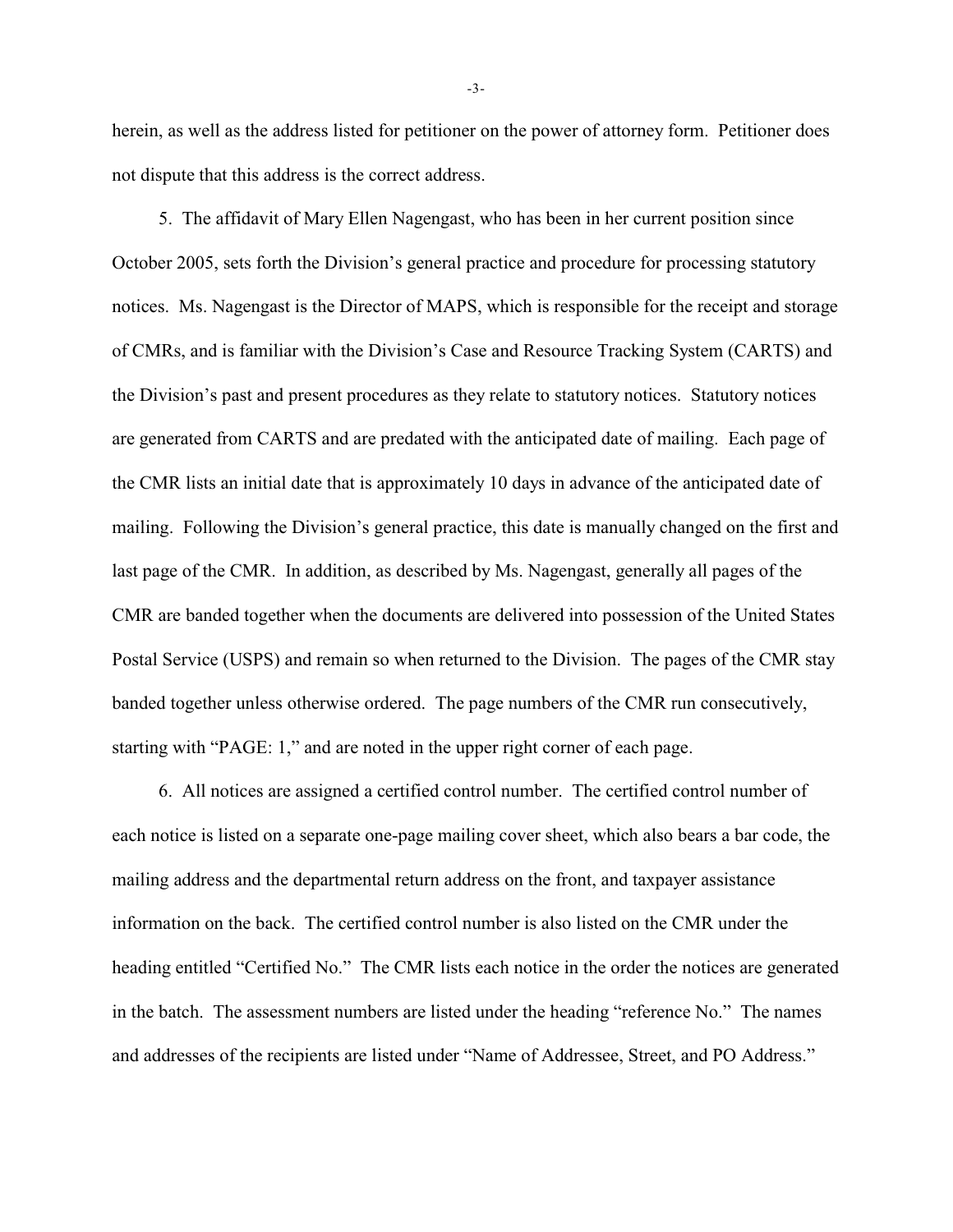herein, as well as the address listed for petitioner on the power of attorney form. Petitioner does not dispute that this address is the correct address.

5. The affidavit of Mary Ellen Nagengast, who has been in her current position since October 2005, sets forth the Division's general practice and procedure for processing statutory notices. Ms. Nagengast is the Director of MAPS, which is responsible for the receipt and storage of CMRs, and is familiar with the Division's Case and Resource Tracking System (CARTS) and the Division's past and present procedures as they relate to statutory notices. Statutory notices are generated from CARTS and are predated with the anticipated date of mailing. Each page of the CMR lists an initial date that is approximately 10 days in advance of the anticipated date of mailing. Following the Division's general practice, this date is manually changed on the first and last page of the CMR. In addition, as described by Ms. Nagengast, generally all pages of the CMR are banded together when the documents are delivered into possession of the United States Postal Service (USPS) and remain so when returned to the Division. The pages of the CMR stay banded together unless otherwise ordered. The page numbers of the CMR run consecutively, starting with "PAGE: 1," and are noted in the upper right corner of each page.

6. All notices are assigned a certified control number. The certified control number of each notice is listed on a separate one-page mailing cover sheet, which also bears a bar code, the mailing address and the departmental return address on the front, and taxpayer assistance information on the back. The certified control number is also listed on the CMR under the heading entitled "Certified No." The CMR lists each notice in the order the notices are generated in the batch. The assessment numbers are listed under the heading "reference No." The names and addresses of the recipients are listed under "Name of Addressee, Street, and PO Address."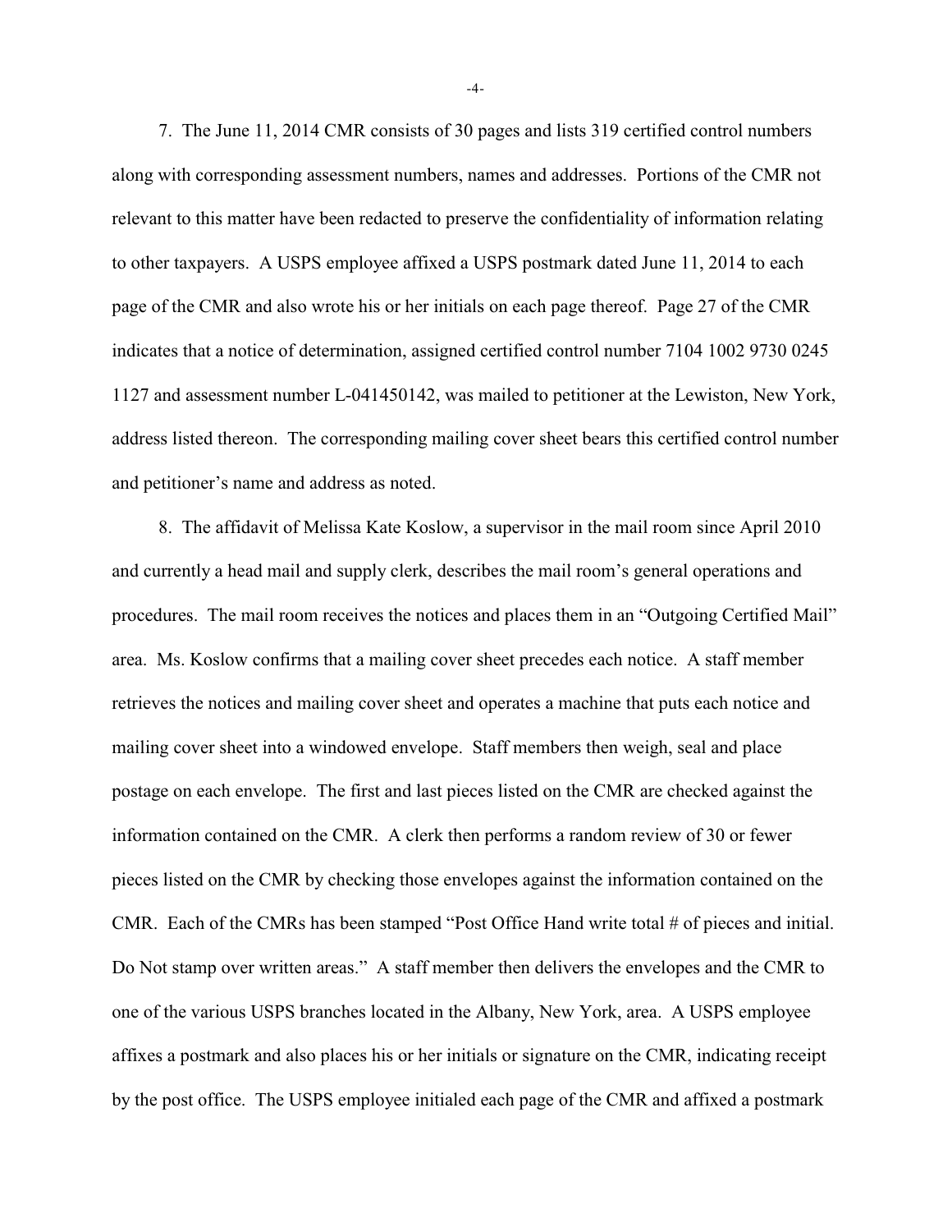7. The June 11, 2014 CMR consists of 30 pages and lists 319 certified control numbers along with corresponding assessment numbers, names and addresses. Portions of the CMR not relevant to this matter have been redacted to preserve the confidentiality of information relating to other taxpayers. A USPS employee affixed a USPS postmark dated June 11, 2014 to each page of the CMR and also wrote his or her initials on each page thereof. Page 27 of the CMR indicates that a notice of determination, assigned certified control number 7104 1002 9730 0245 1127 and assessment number L-041450142, was mailed to petitioner at the Lewiston, New York, address listed thereon. The corresponding mailing cover sheet bears this certified control number and petitioner's name and address as noted.

8. The affidavit of Melissa Kate Koslow, a supervisor in the mail room since April 2010 and currently a head mail and supply clerk, describes the mail room's general operations and procedures. The mail room receives the notices and places them in an "Outgoing Certified Mail" area. Ms. Koslow confirms that a mailing cover sheet precedes each notice. A staff member retrieves the notices and mailing cover sheet and operates a machine that puts each notice and mailing cover sheet into a windowed envelope. Staff members then weigh, seal and place postage on each envelope. The first and last pieces listed on the CMR are checked against the information contained on the CMR. A clerk then performs a random review of 30 or fewer pieces listed on the CMR by checking those envelopes against the information contained on the CMR. Each of the CMRs has been stamped "Post Office Hand write total # of pieces and initial. Do Not stamp over written areas." A staff member then delivers the envelopes and the CMR to one of the various USPS branches located in the Albany, New York, area. A USPS employee affixes a postmark and also places his or her initials or signature on the CMR, indicating receipt by the post office. The USPS employee initialed each page of the CMR and affixed a postmark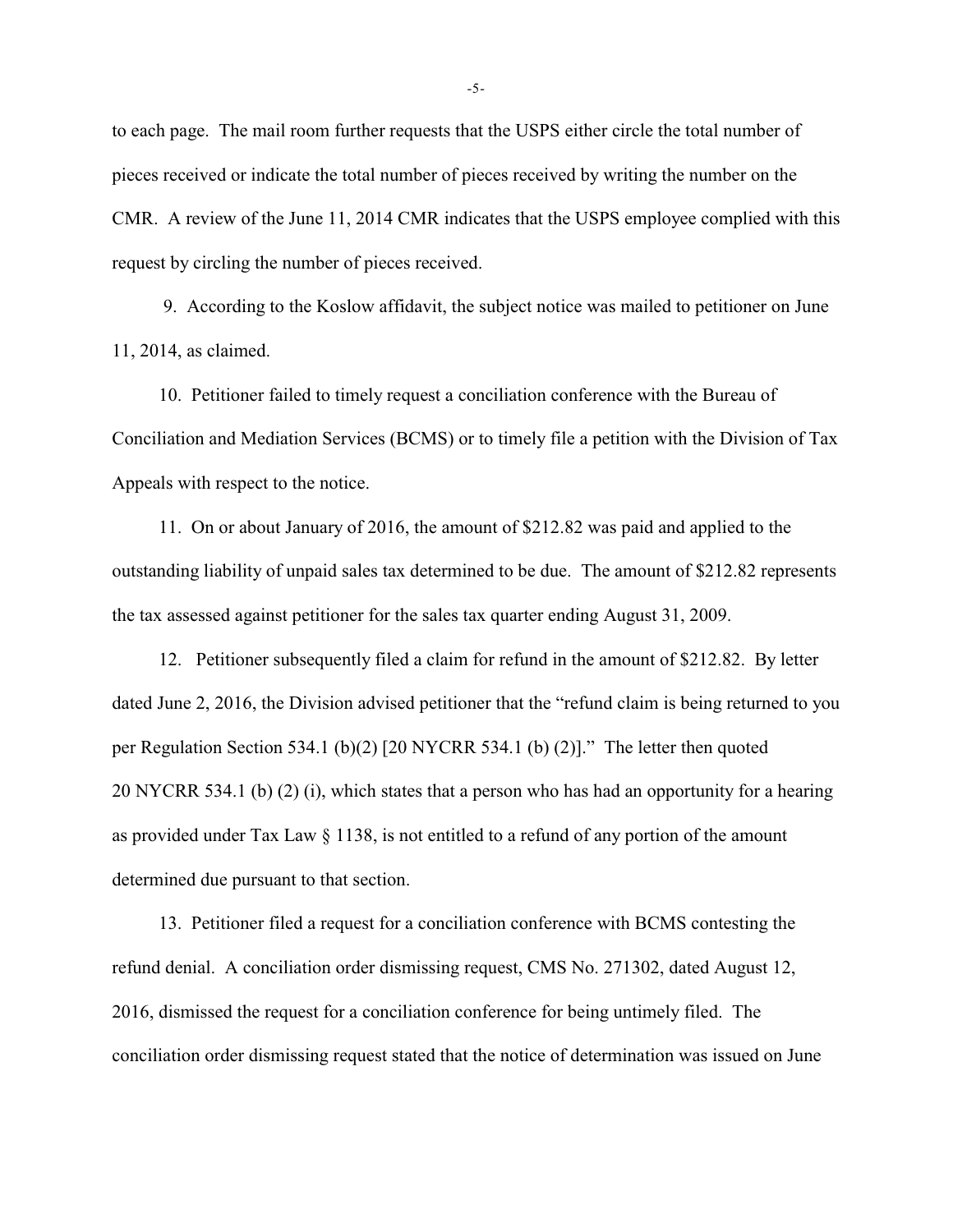to each page. The mail room further requests that the USPS either circle the total number of pieces received or indicate the total number of pieces received by writing the number on the CMR. A review of the June 11, 2014 CMR indicates that the USPS employee complied with this request by circling the number of pieces received.

9. According to the Koslow affidavit, the subject notice was mailed to petitioner on June 11, 2014, as claimed.

10. Petitioner failed to timely request a conciliation conference with the Bureau of Conciliation and Mediation Services (BCMS) or to timely file a petition with the Division of Tax Appeals with respect to the notice.

11. On or about January of 2016, the amount of $212.82 was paid and applied to the outstanding liability of unpaid sales tax determined to be due. The amount of $212.82 represents the tax assessed against petitioner for the sales tax quarter ending August 31, 2009.

12. Petitioner subsequently filed a claim for refund in the amount of $212.82. By letter dated June 2, 2016, the Division advised petitioner that the "refund claim is being returned to you per Regulation Section 534.1 (b)(2) [20 NYCRR 534.1 (b) (2)]." The letter then quoted 20 NYCRR 534.1 (b) (2) (i), which states that a person who has had an opportunity for a hearing as provided under Tax Law § 1138, is not entitled to a refund of any portion of the amount determined due pursuant to that section.

13. Petitioner filed a request for a conciliation conference with BCMS contesting the refund denial. A conciliation order dismissing request, CMS No. 271302, dated August 12, 2016, dismissed the request for a conciliation conference for being untimely filed. The conciliation order dismissing request stated that the notice of determination was issued on June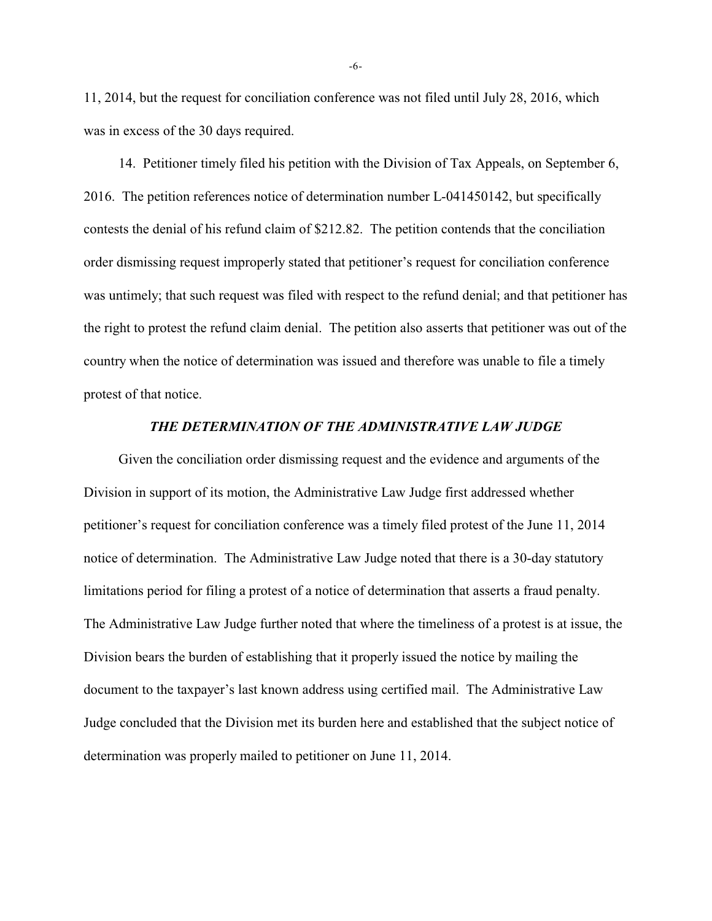11, 2014, but the request for conciliation conference was not filed until July 28, 2016, which was in excess of the 30 days required.

14. Petitioner timely filed his petition with the Division of Tax Appeals, on September 6, 2016. The petition references notice of determination number L-041450142, but specifically contests the denial of his refund claim of $212.82. The petition contends that the conciliation order dismissing request improperly stated that petitioner's request for conciliation conference was untimely; that such request was filed with respect to the refund denial; and that petitioner has the right to protest the refund claim denial. The petition also asserts that petitioner was out of the country when the notice of determination was issued and therefore was unable to file a timely protest of that notice.

### *THE DETERMINATION OF THE ADMINISTRATIVE LAW JUDGE*

Given the conciliation order dismissing request and the evidence and arguments of the Division in support of its motion, the Administrative Law Judge first addressed whether petitioner's request for conciliation conference was a timely filed protest of the June 11, 2014 notice of determination. The Administrative Law Judge noted that there is a 30-day statutory limitations period for filing a protest of a notice of determination that asserts a fraud penalty. The Administrative Law Judge further noted that where the timeliness of a protest is at issue, the Division bears the burden of establishing that it properly issued the notice by mailing the document to the taxpayer's last known address using certified mail. The Administrative Law Judge concluded that the Division met its burden here and established that the subject notice of determination was properly mailed to petitioner on June 11, 2014.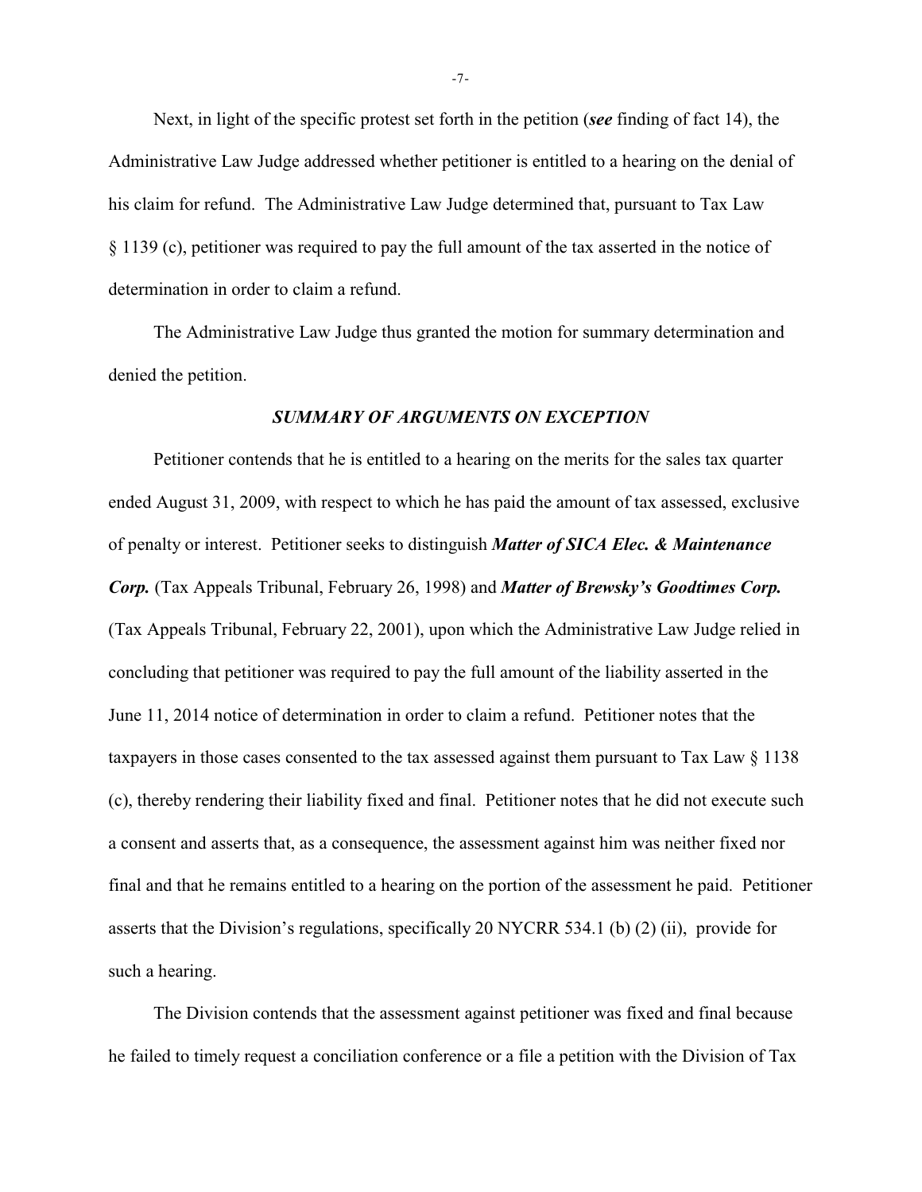Next, in light of the specific protest set forth in the petition (***see*** finding of fact 14), the Administrative Law Judge addressed whether petitioner is entitled to a hearing on the denial of his claim for refund. The Administrative Law Judge determined that, pursuant to Tax Law § 1139 (c), petitioner was required to pay the full amount of the tax asserted in the notice of determination in order to claim a refund.

The Administrative Law Judge thus granted the motion for summary determination and denied the petition.

### *SUMMARY OF ARGUMENTS ON EXCEPTION*

Petitioner contends that he is entitled to a hearing on the merits for the sales tax quarter ended August 31, 2009, with respect to which he has paid the amount of tax assessed, exclusive of penalty or interest. Petitioner seeks to distinguish ***Matter of SICA Elec. & Maintenance Corp.*** (Tax Appeals Tribunal, February 26, 1998) and ***Matter of Brewsky's Goodtimes Corp.*** (Tax Appeals Tribunal, February 22, 2001), upon which the Administrative Law Judge relied in concluding that petitioner was required to pay the full amount of the liability asserted in the June 11, 2014 notice of determination in order to claim a refund. Petitioner notes that the taxpayers in those cases consented to the tax assessed against them pursuant to Tax Law § 1138 (c), thereby rendering their liability fixed and final. Petitioner notes that he did not execute such a consent and asserts that, as a consequence, the assessment against him was neither fixed nor final and that he remains entitled to a hearing on the portion of the assessment he paid. Petitioner asserts that the Division's regulations, specifically 20 NYCRR 534.1 (b) (2) (ii), provide for such a hearing.

The Division contends that the assessment against petitioner was fixed and final because he failed to timely request a conciliation conference or a file a petition with the Division of Tax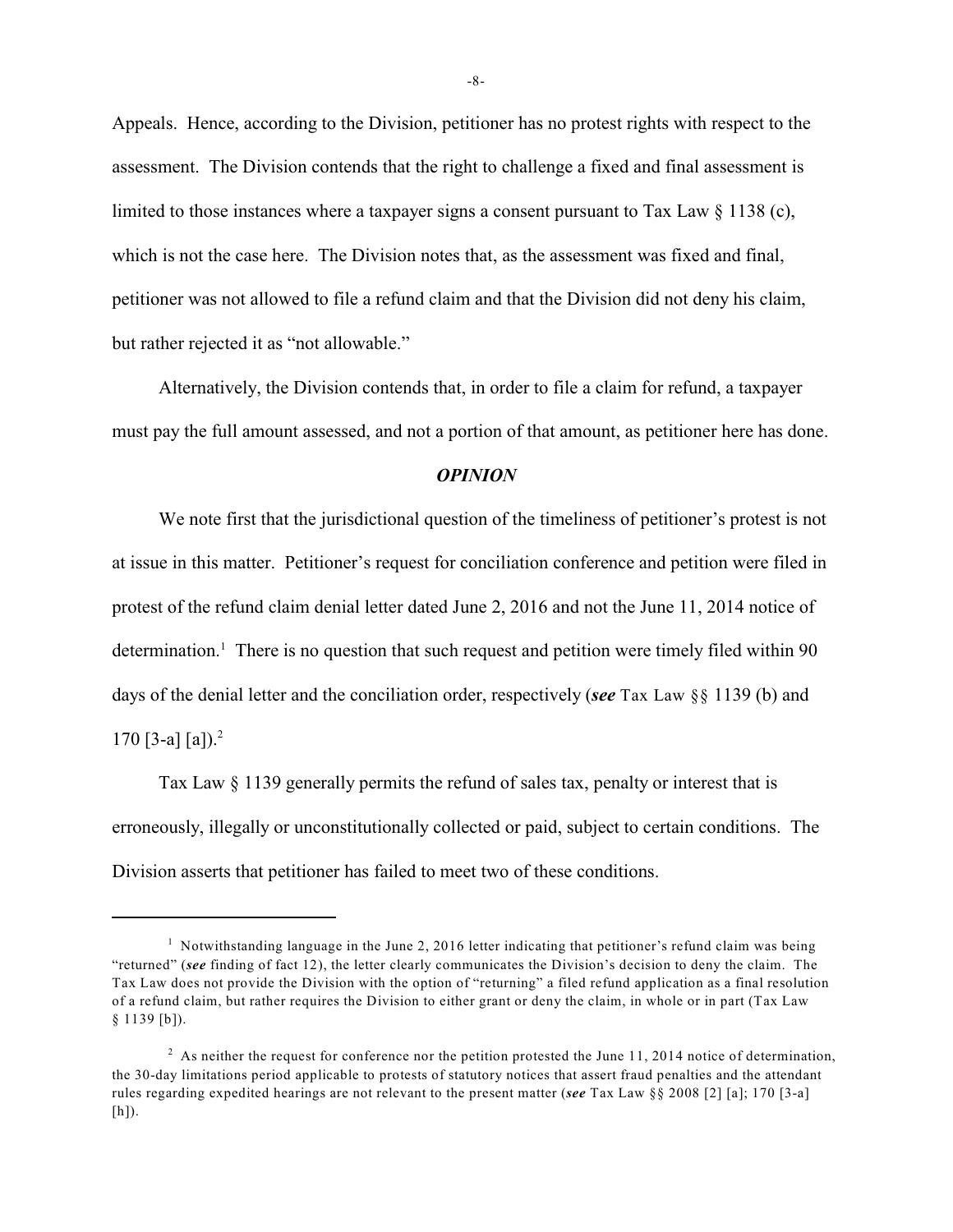Appeals. Hence, according to the Division, petitioner has no protest rights with respect to the assessment. The Division contends that the right to challenge a fixed and final assessment is limited to those instances where a taxpayer signs a consent pursuant to Tax Law § 1138 (c), which is not the case here. The Division notes that, as the assessment was fixed and final, petitioner was not allowed to file a refund claim and that the Division did not deny his claim, but rather rejected it as "not allowable."

Alternatively, the Division contends that, in order to file a claim for refund, a taxpayer must pay the full amount assessed, and not a portion of that amount, as petitioner here has done.

### *OPINION*

We note first that the jurisdictional question of the timeliness of petitioner's protest is not at issue in this matter. Petitioner's request for conciliation conference and petition were filed in protest of the refund claim denial letter dated June 2, 2016 and not the June 11, 2014 notice of determination.[1] There is no question that such request and petition were timely filed within 90 days of the denial letter and the conciliation order, respectively (***see*** Tax Law §§ 1139 (b) and 170 [3-a] [a]).[2]

Tax Law § 1139 generally permits the refund of sales tax, penalty or interest that is erroneously, illegally or unconstitutionally collected or paid, subject to certain conditions. The Division asserts that petitioner has failed to meet two of these conditions.

---

[1] Notwithstanding language in the June 2, 2016 letter indicating that petitioner's refund claim was being "returned" (***see*** finding of fact 12), the letter clearly communicates the Division's decision to deny the claim. The Tax Law does not provide the Division with the option of "returning" a filed refund application as a final resolution of a refund claim, but rather requires the Division to either grant or deny the claim, in whole or in part (Tax Law § 1139 [b]).

[2] As neither the request for conference nor the petition protested the June 11, 2014 notice of determination, the 30-day limitations period applicable to protests of statutory notices that assert fraud penalties and the attendant rules regarding expedited hearings are not relevant to the present matter (***see*** Tax Law §§ 2008 [2] [a]; 170 [3-a] [h]).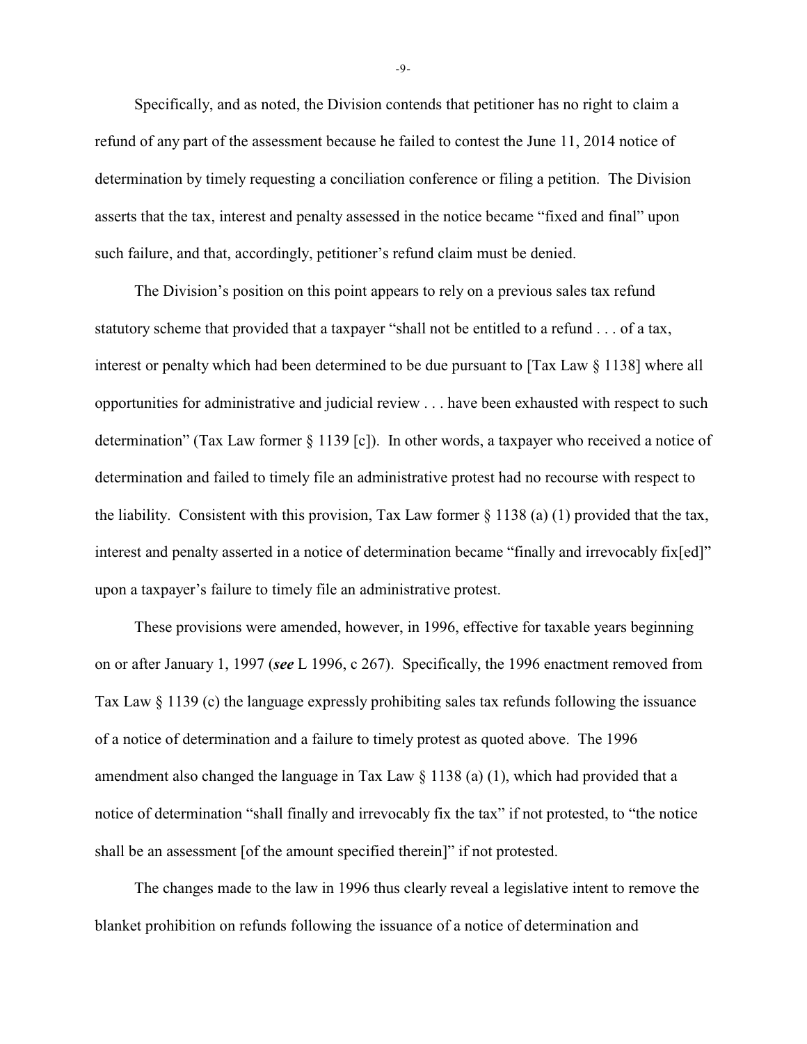Specifically, and as noted, the Division contends that petitioner has no right to claim a refund of any part of the assessment because he failed to contest the June 11, 2014 notice of determination by timely requesting a conciliation conference or filing a petition. The Division asserts that the tax, interest and penalty assessed in the notice became "fixed and final" upon such failure, and that, accordingly, petitioner's refund claim must be denied.

The Division's position on this point appears to rely on a previous sales tax refund statutory scheme that provided that a taxpayer "shall not be entitled to a refund . . . of a tax, interest or penalty which had been determined to be due pursuant to [Tax Law § 1138] where all opportunities for administrative and judicial review . . . have been exhausted with respect to such determination" (Tax Law former § 1139 [c]). In other words, a taxpayer who received a notice of determination and failed to timely file an administrative protest had no recourse with respect to the liability. Consistent with this provision, Tax Law former § 1138 (a) (1) provided that the tax, interest and penalty asserted in a notice of determination became "finally and irrevocably fix[ed]" upon a taxpayer's failure to timely file an administrative protest.

These provisions were amended, however, in 1996, effective for taxable years beginning on or after January 1, 1997 (***see*** L 1996, c 267). Specifically, the 1996 enactment removed from Tax Law § 1139 (c) the language expressly prohibiting sales tax refunds following the issuance of a notice of determination and a failure to timely protest as quoted above. The 1996 amendment also changed the language in Tax Law § 1138 (a) (1), which had provided that a notice of determination "shall finally and irrevocably fix the tax" if not protested, to "the notice shall be an assessment [of the amount specified therein]" if not protested.

The changes made to the law in 1996 thus clearly reveal a legislative intent to remove the blanket prohibition on refunds following the issuance of a notice of determination and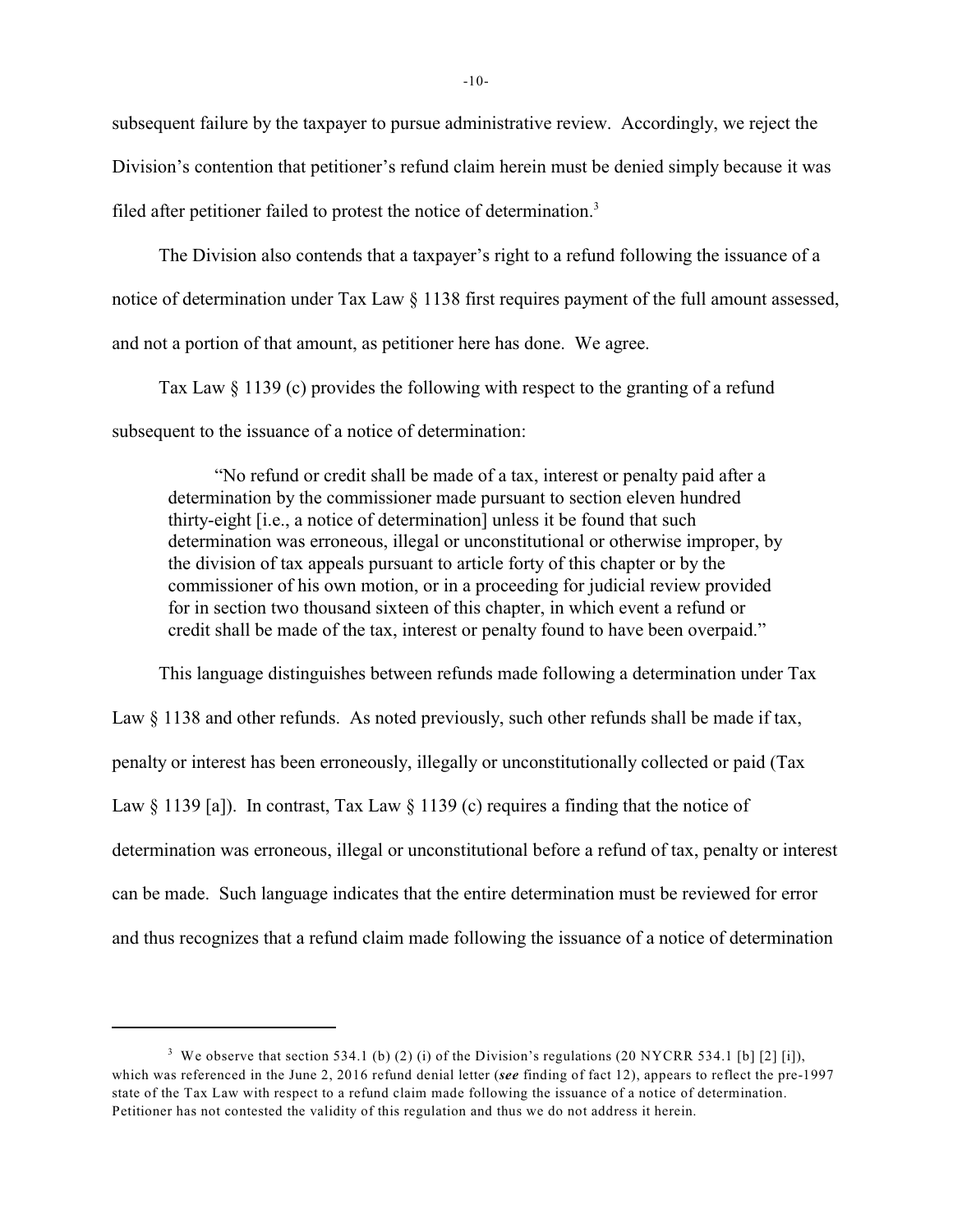subsequent failure by the taxpayer to pursue administrative review. Accordingly, we reject the Division's contention that petitioner's refund claim herein must be denied simply because it was filed after petitioner failed to protest the notice of determination.[3]

The Division also contends that a taxpayer's right to a refund following the issuance of a notice of determination under Tax Law § 1138 first requires payment of the full amount assessed, and not a portion of that amount, as petitioner here has done. We agree.

Tax Law § 1139 (c) provides the following with respect to the granting of a refund subsequent to the issuance of a notice of determination:

> "No refund or credit shall be made of a tax, interest or penalty paid after a determination by the commissioner made pursuant to section eleven hundred thirty-eight [i.e., a notice of determination] unless it be found that such determination was erroneous, illegal or unconstitutional or otherwise improper, by the division of tax appeals pursuant to article forty of this chapter or by the commissioner of his own motion, or in a proceeding for judicial review provided for in section two thousand sixteen of this chapter, in which event a refund or credit shall be made of the tax, interest or penalty found to have been overpaid."

This language distinguishes between refunds made following a determination under Tax Law § 1138 and other refunds. As noted previously, such other refunds shall be made if tax, penalty or interest has been erroneously, illegally or unconstitutionally collected or paid (Tax Law § 1139 [a]). In contrast, Tax Law § 1139 (c) requires a finding that the notice of determination was erroneous, illegal or unconstitutional before a refund of tax, penalty or interest can be made. Such language indicates that the entire determination must be reviewed for error and thus recognizes that a refund claim made following the issuance of a notice of determination

---

[3] We observe that section 534.1 (b) (2) (i) of the Division's regulations (20 NYCRR 534.1 [b] [2] [i]), which was referenced in the June 2, 2016 refund denial letter (***see*** finding of fact 12), appears to reflect the pre-1997 state of the Tax Law with respect to a refund claim made following the issuance of a notice of determination. Petitioner has not contested the validity of this regulation and thus we do not address it herein.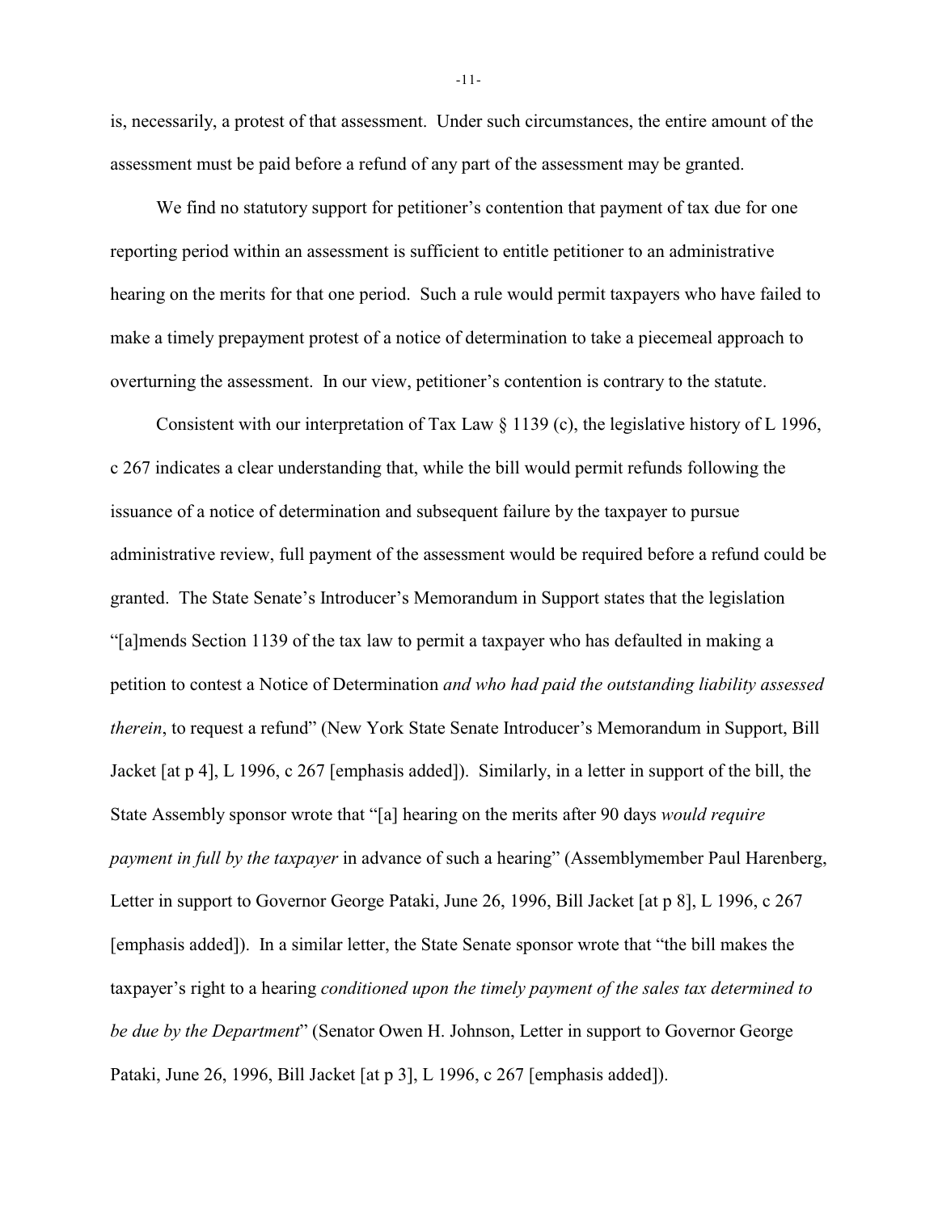is, necessarily, a protest of that assessment. Under such circumstances, the entire amount of the assessment must be paid before a refund of any part of the assessment may be granted.

We find no statutory support for petitioner's contention that payment of tax due for one reporting period within an assessment is sufficient to entitle petitioner to an administrative hearing on the merits for that one period. Such a rule would permit taxpayers who have failed to make a timely prepayment protest of a notice of determination to take a piecemeal approach to overturning the assessment. In our view, petitioner's contention is contrary to the statute.

Consistent with our interpretation of Tax Law § 1139 (c), the legislative history of L 1996, c 267 indicates a clear understanding that, while the bill would permit refunds following the issuance of a notice of determination and subsequent failure by the taxpayer to pursue administrative review, full payment of the assessment would be required before a refund could be granted. The State Senate's Introducer's Memorandum in Support states that the legislation "[a]mends Section 1139 of the tax law to permit a taxpayer who has defaulted in making a petition to contest a Notice of Determination *and who had paid the outstanding liability assessed therein*, to request a refund" (New York State Senate Introducer's Memorandum in Support, Bill Jacket [at p 4], L 1996, c 267 [emphasis added]). Similarly, in a letter in support of the bill, the State Assembly sponsor wrote that "[a] hearing on the merits after 90 days *would require payment in full by the taxpayer* in advance of such a hearing" (Assemblymember Paul Harenberg, Letter in support to Governor George Pataki, June 26, 1996, Bill Jacket [at p 8], L 1996, c 267 [emphasis added]). In a similar letter, the State Senate sponsor wrote that "the bill makes the taxpayer's right to a hearing *conditioned upon the timely payment of the sales tax determined to be due by the Department*" (Senator Owen H. Johnson, Letter in support to Governor George Pataki, June 26, 1996, Bill Jacket [at p 3], L 1996, c 267 [emphasis added]).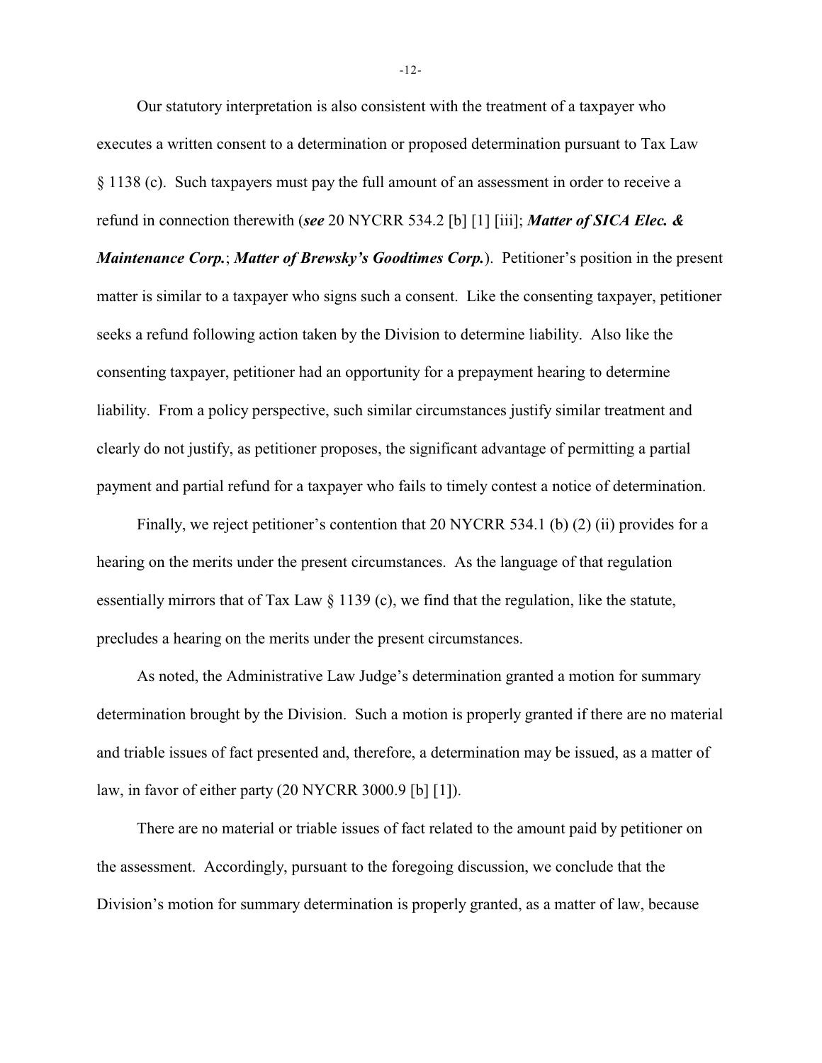Our statutory interpretation is also consistent with the treatment of a taxpayer who executes a written consent to a determination or proposed determination pursuant to Tax Law § 1138 (c). Such taxpayers must pay the full amount of an assessment in order to receive a refund in connection therewith (***see*** 20 NYCRR 534.2 [b] [1] [iii]; ***Matter of SICA Elec. & Maintenance Corp.***; ***Matter of Brewsky's Goodtimes Corp.***). Petitioner's position in the present matter is similar to a taxpayer who signs such a consent. Like the consenting taxpayer, petitioner seeks a refund following action taken by the Division to determine liability. Also like the consenting taxpayer, petitioner had an opportunity for a prepayment hearing to determine liability. From a policy perspective, such similar circumstances justify similar treatment and clearly do not justify, as petitioner proposes, the significant advantage of permitting a partial payment and partial refund for a taxpayer who fails to timely contest a notice of determination.

Finally, we reject petitioner's contention that 20 NYCRR 534.1 (b) (2) (ii) provides for a hearing on the merits under the present circumstances. As the language of that regulation essentially mirrors that of Tax Law § 1139 (c), we find that the regulation, like the statute, precludes a hearing on the merits under the present circumstances.

As noted, the Administrative Law Judge's determination granted a motion for summary determination brought by the Division. Such a motion is properly granted if there are no material and triable issues of fact presented and, therefore, a determination may be issued, as a matter of law, in favor of either party (20 NYCRR 3000.9 [b] [1]).

There are no material or triable issues of fact related to the amount paid by petitioner on the assessment. Accordingly, pursuant to the foregoing discussion, we conclude that the Division's motion for summary determination is properly granted, as a matter of law, because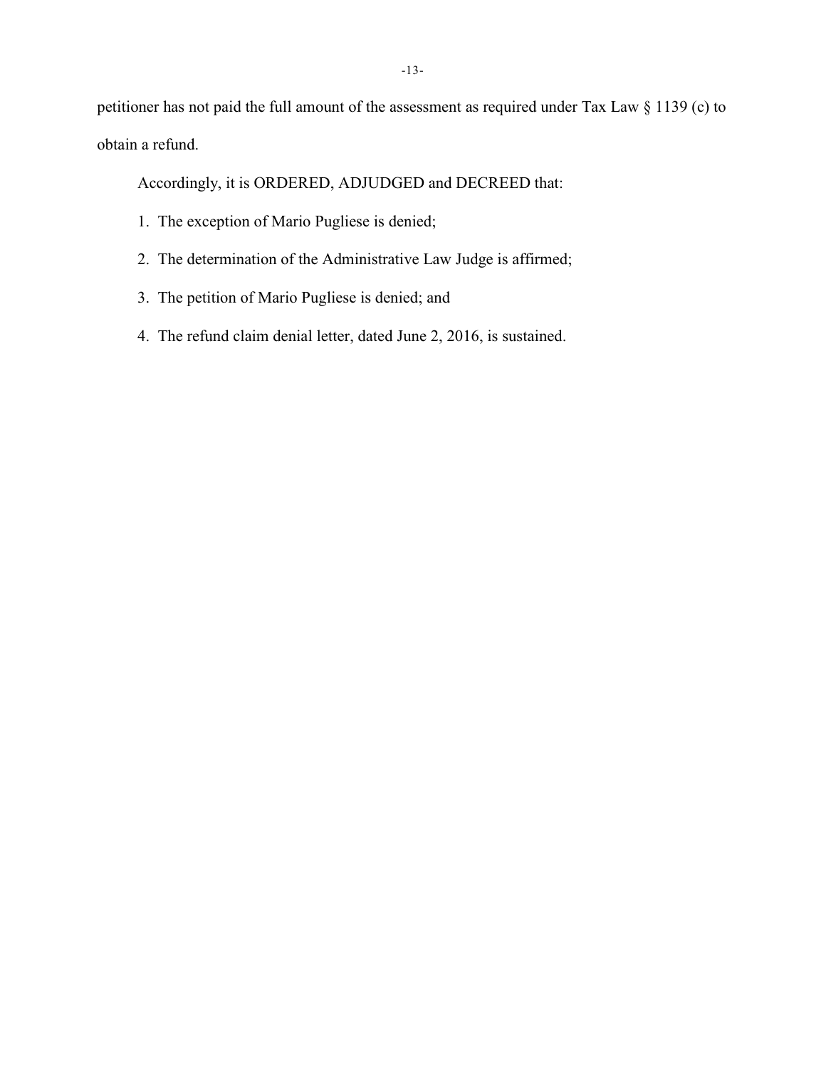petitioner has not paid the full amount of the assessment as required under Tax Law § 1139 (c) to obtain a refund.

Accordingly, it is ORDERED, ADJUDGED and DECREED that:

1. The exception of Mario Pugliese is denied;
2. The determination of the Administrative Law Judge is affirmed;
3. The petition of Mario Pugliese is denied; and
4. The refund claim denial letter, dated June 2, 2016, is sustained.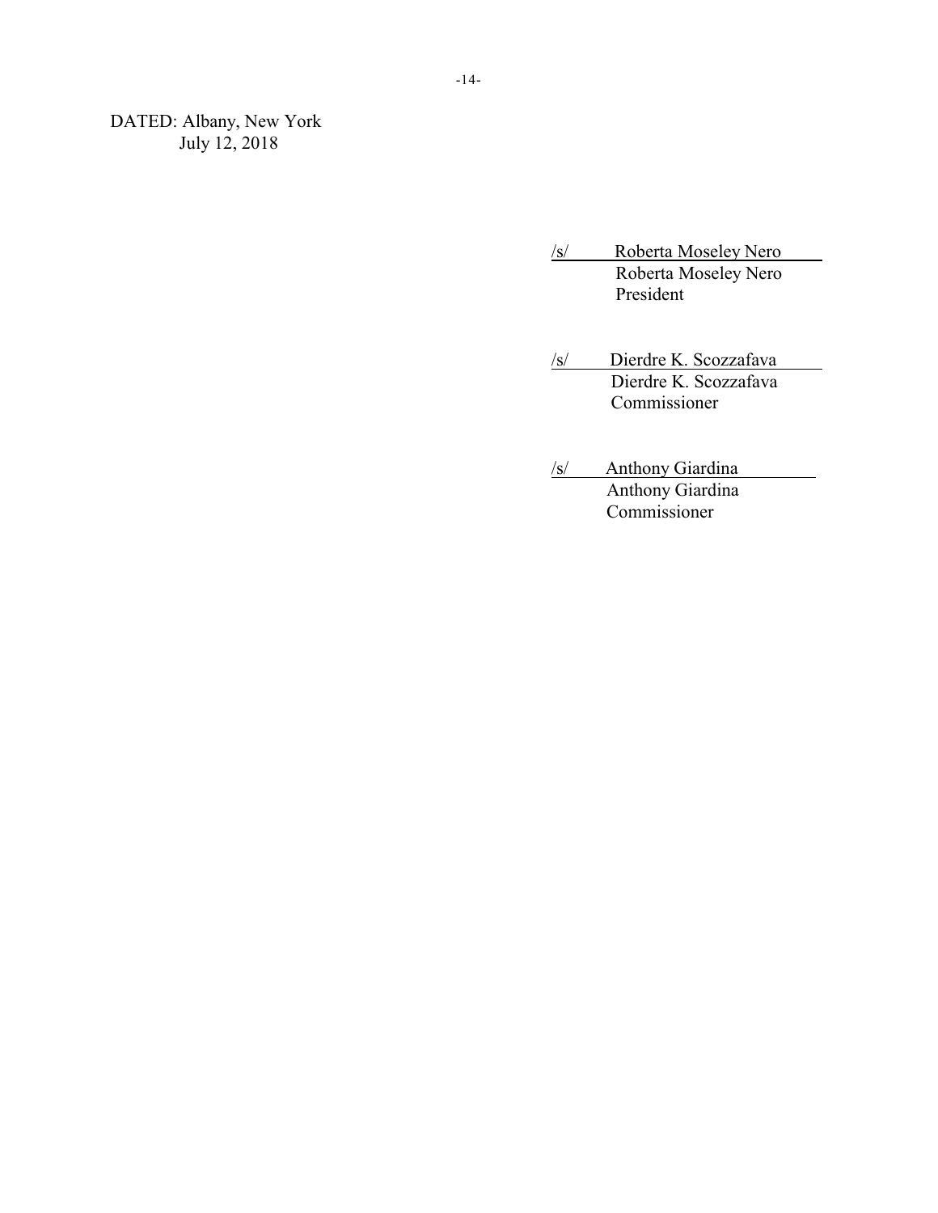DATED: Albany, New York
July 12, 2018

/s/ Roberta Moseley Nero
Roberta Moseley Nero
President

/s/ Dierdre K. Scozzafava
Dierdre K. Scozzafava
Commissioner

/s/ Anthony Giardina
Anthony Giardina
Commissioner